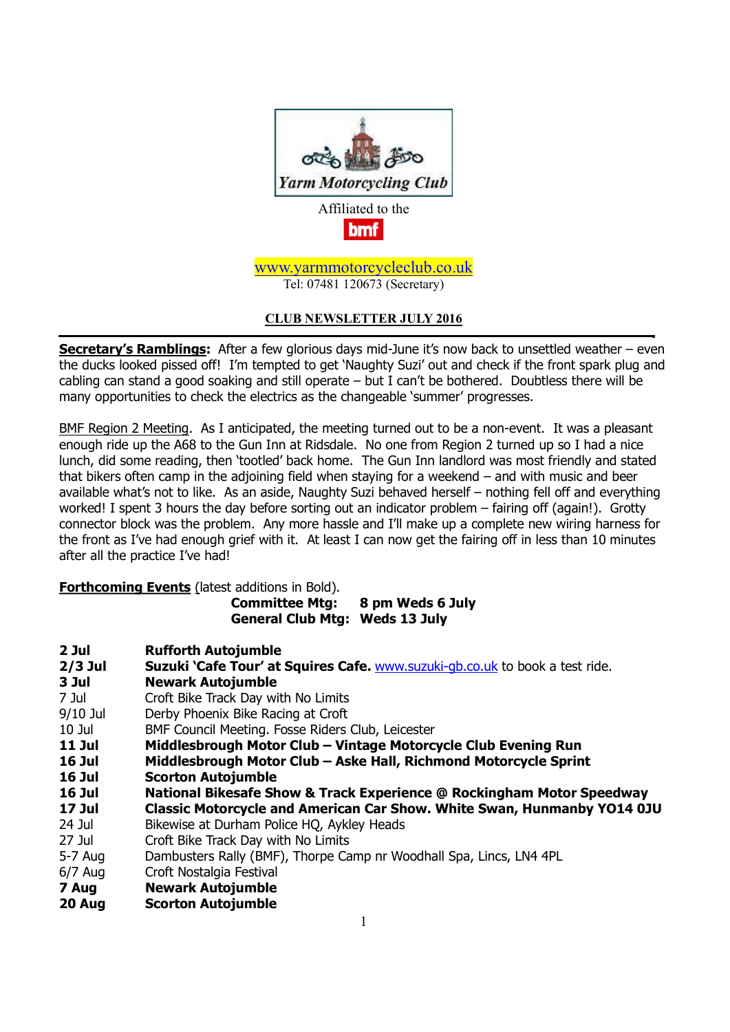Yarm Motorcycling Club

Affiliated to the

bmf

www.yarmmotorcycleclub.co.uk

Tel: 07481 120673 (Secretary)

# CLUB NEWSLETTER JULY 2016

**Secretary's Ramblings:** After a few glorious days mid-June it's now back to unsettled weather – even the ducks looked pissed off! I'm tempted to get 'Naughty Suzi' out and check if the front spark plug and cabling can stand a good soaking and still operate – but I can't be bothered. Doubtless there will be many opportunities to check the electrics as the changeable 'summer' progresses.

BMF Region 2 Meeting. As I anticipated, the meeting turned out to be a non-event. It was a pleasant enough ride up the A68 to the Gun Inn at Ridsdale. No one from Region 2 turned up so I had a nice lunch, did some reading, then 'tootled' back home. The Gun Inn landlord was most friendly and stated that bikers often camp in the adjoining field when staying for a weekend – and with music and beer available what's not to like. As an aside, Naughty Suzi behaved herself – nothing fell off and everything worked! I spent 3 hours the day before sorting out an indicator problem – fairing off (again!). Grotty connector block was the problem. Any more hassle and I'll make up a complete new wiring harness for the front as I've had enough grief with it. At least I can now get the fairing off in less than 10 minutes after all the practice I've had!

**Forthcoming Events** (latest additions in Bold).

**Committee Mtg: 8 pm Weds 6 July**
**General Club Mtg: Weds 13 July**

| | |
|---|---|
| **2 Jul** | **Rufforth Autojumble** |
| **2/3 Jul** | **Suzuki 'Cafe Tour' at Squires Cafe.** www.suzuki-gb.co.uk to book a test ride. |
| **3 Jul** | **Newark Autojumble** |
| 7 Jul | Croft Bike Track Day with No Limits |
| 9/10 Jul | Derby Phoenix Bike Racing at Croft |
| 10 Jul | BMF Council Meeting. Fosse Riders Club, Leicester |
| **11 Jul** | **Middlesbrough Motor Club – Vintage Motorcycle Club Evening Run** |
| **16 Jul** | **Middlesbrough Motor Club – Aske Hall, Richmond Motorcycle Sprint** |
| **16 Jul** | **Scorton Autojumble** |
| **16 Jul** | **National Bikesafe Show & Track Experience @ Rockingham Motor Speedway** |
| **17 Jul** | **Classic Motorcycle and American Car Show. White Swan, Hunmanby YO14 0JU** |
| 24 Jul | Bikewise at Durham Police HQ, Aykley Heads |
| 27 Jul | Croft Bike Track Day with No Limits |
| 5-7 Aug | Dambusters Rally (BMF), Thorpe Camp nr Woodhall Spa, Lincs, LN4 4PL |
| 6/7 Aug | Croft Nostalgia Festival |
| **7 Aug** | **Newark Autojumble** |
| **20 Aug** | **Scorton Autojumble** |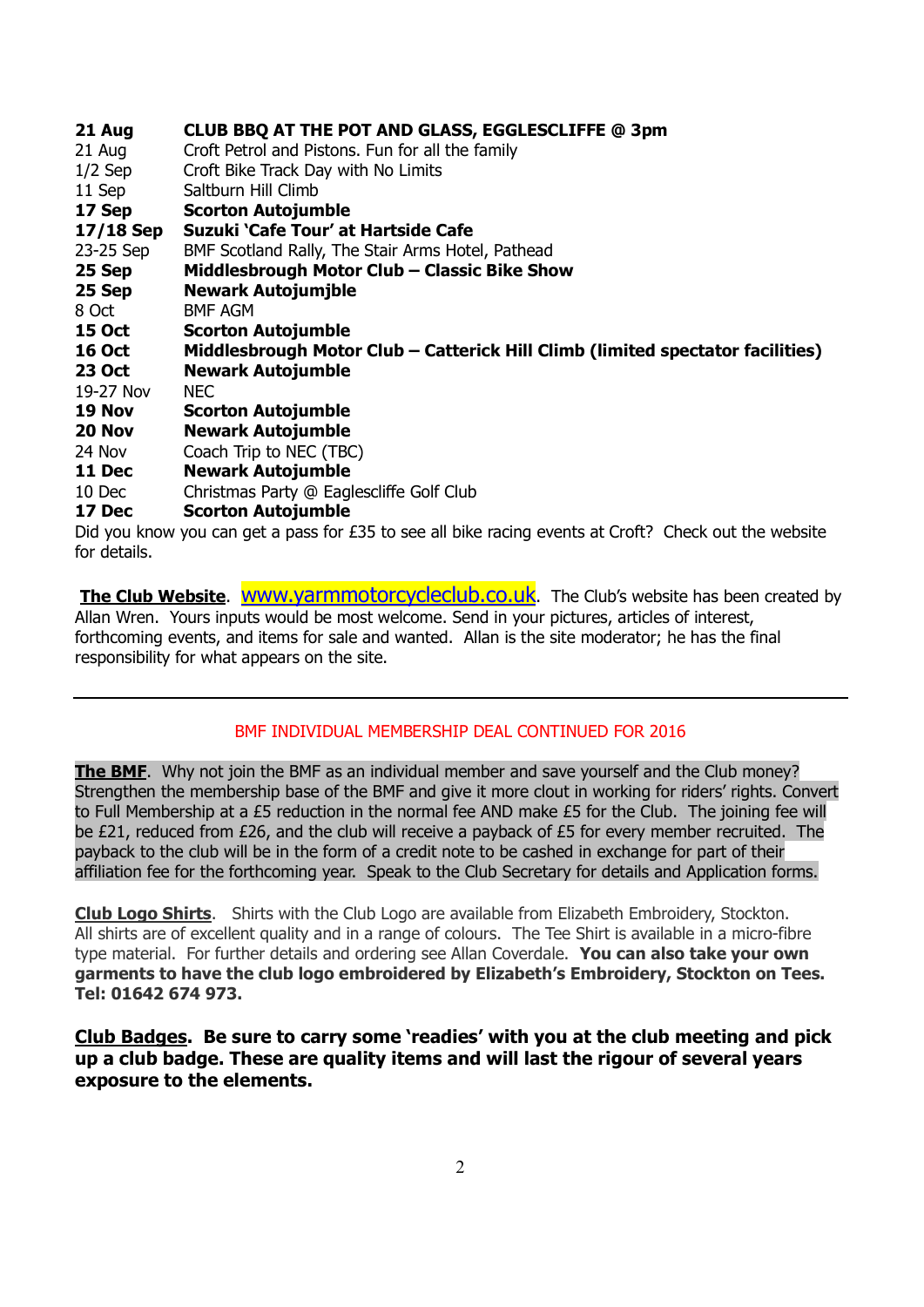| | |
|---|---|
| **21 Aug** | **CLUB BBQ AT THE POT AND GLASS, EGGLESCLIFFE @ 3pm** |
| 21 Aug | Croft Petrol and Pistons. Fun for all the family |
| 1/2 Sep | Croft Bike Track Day with No Limits |
| 11 Sep | Saltburn Hill Climb |
| **17 Sep** | **Scorton Autojumble** |
| **17/18 Sep** | **Suzuki 'Cafe Tour' at Hartside Cafe** |
| 23-25 Sep | BMF Scotland Rally, The Stair Arms Hotel, Pathead |
| **25 Sep** | **Middlesbrough Motor Club – Classic Bike Show** |
| **25 Sep** | **Newark Autojumjble** |
| 8 Oct | BMF AGM |
| **15 Oct** | **Scorton Autojumble** |
| **16 Oct** | **Middlesbrough Motor Club – Catterick Hill Climb (limited spectator facilities)** |
| **23 Oct** | **Newark Autojumble** |
| 19-27 Nov | NEC |
| **19 Nov** | **Scorton Autojumble** |
| **20 Nov** | **Newark Autojumble** |
| 24 Nov | Coach Trip to NEC (TBC) |
| **11 Dec** | **Newark Autojumble** |
| 10 Dec | Christmas Party @ Eaglescliffe Golf Club |
| **17 Dec** | **Scorton Autojumble** |

Did you know you can get a pass for £35 to see all bike racing events at Croft? Check out the website for details.

**The Club Website**. www.yarmmotorcycleclub.co.uk. The Club's website has been created by Allan Wren. Yours inputs would be most welcome. Send in your pictures, articles of interest, forthcoming events, and items for sale and wanted. Allan is the site moderator; he has the final responsibility for what appears on the site.

---

BMF INDIVIDUAL MEMBERSHIP DEAL CONTINUED FOR 2016

**The BMF**. Why not join the BMF as an individual member and save yourself and the Club money? Strengthen the membership base of the BMF and give it more clout in working for riders' rights. Convert to Full Membership at a £5 reduction in the normal fee AND make £5 for the Club. The joining fee will be £21, reduced from £26, and the club will receive a payback of £5 for every member recruited. The payback to the club will be in the form of a credit note to be cashed in exchange for part of their affiliation fee for the forthcoming year. Speak to the Club Secretary for details and Application forms.

**Club Logo Shirts**. Shirts with the Club Logo are available from Elizabeth Embroidery, Stockton. All shirts are of excellent quality and in a range of colours. The Tee Shirt is available in a micro-fibre type material. For further details and ordering see Allan Coverdale. **You can also take your own garments to have the club logo embroidered by Elizabeth's Embroidery, Stockton on Tees. Tel: 01642 674 973.**

**Club Badges. Be sure to carry some 'readies' with you at the club meeting and pick up a club badge. These are quality items and will last the rigour of several years exposure to the elements.**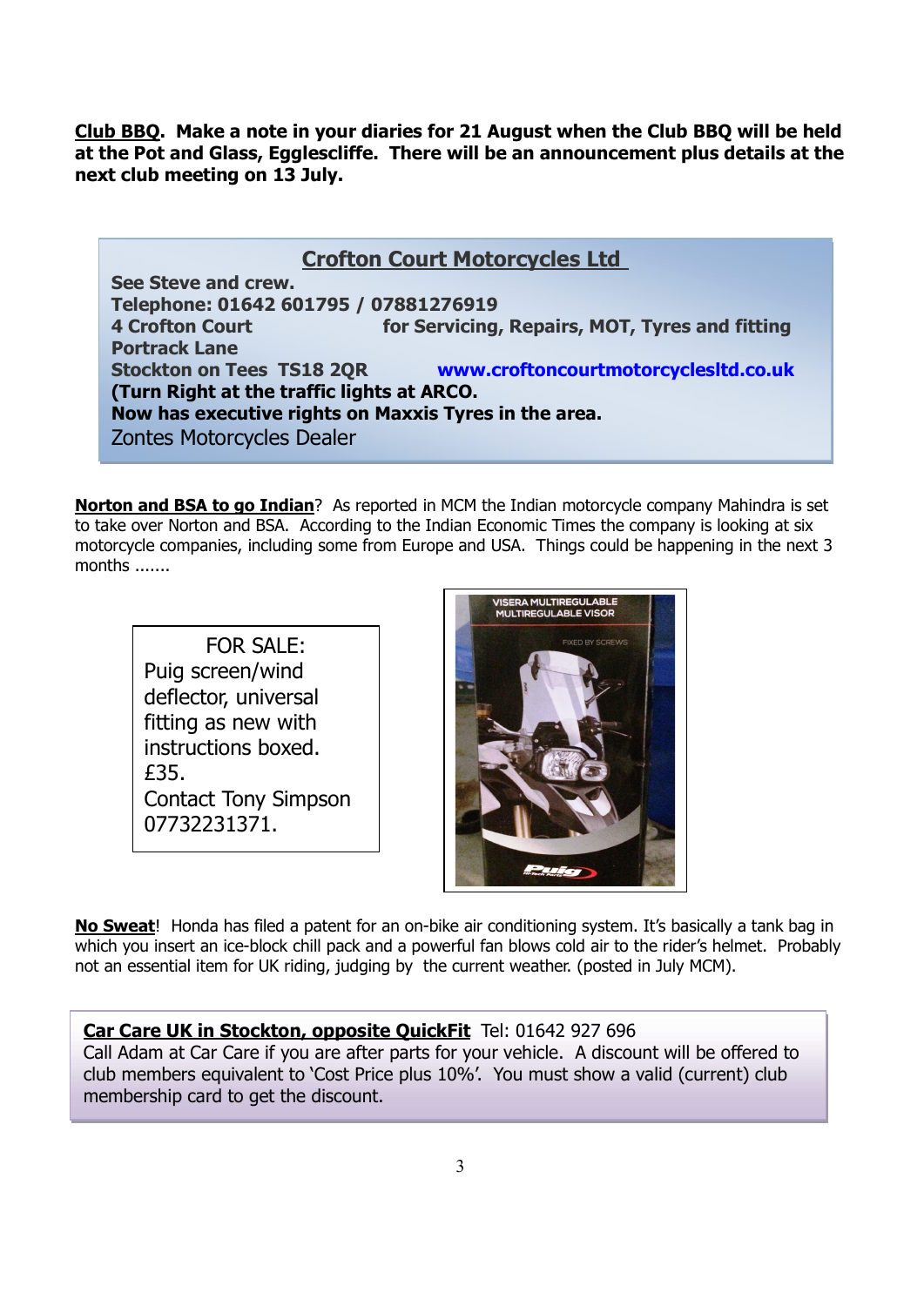**Club BBQ. Make a note in your diaries for 21 August when the Club BBQ will be held at the Pot and Glass, Egglescliffe. There will be an announcement plus details at the next club meeting on 13 July.**

**Crofton Court Motorcycles Ltd**

**See Steve and crew.**
**Telephone: 01642 601795 / 07881276919**
**4 Crofton Court** — **for Servicing, Repairs, MOT, Tyres and fitting**
**Portrack Lane**
**Stockton on Tees TS18 2QR** — **www.croftoncourtmotorcyclesltd.co.uk**
**(Turn Right at the traffic lights at ARCO.**
**Now has executive rights on Maxxis Tyres in the area.**
Zontes Motorcycles Dealer

**Norton and BSA to go Indian**? As reported in MCM the Indian motorcycle company Mahindra is set to take over Norton and BSA. According to the Indian Economic Times the company is looking at six motorcycle companies, including some from Europe and USA. Things could be happening in the next 3 months .......

FOR SALE:
Puig screen/wind deflector, universal fitting as new with instructions boxed.
£35.
Contact Tony Simpson 07732231371.

**No Sweat**! Honda has filed a patent for an on-bike air conditioning system. It's basically a tank bag in which you insert an ice-block chill pack and a powerful fan blows cold air to the rider's helmet. Probably not an essential item for UK riding, judging by the current weather. (posted in July MCM).

**Car Care UK in Stockton, opposite QuickFit** Tel: 01642 927 696
Call Adam at Car Care if you are after parts for your vehicle. A discount will be offered to club members equivalent to 'Cost Price plus 10%'. You must show a valid (current) club membership card to get the discount.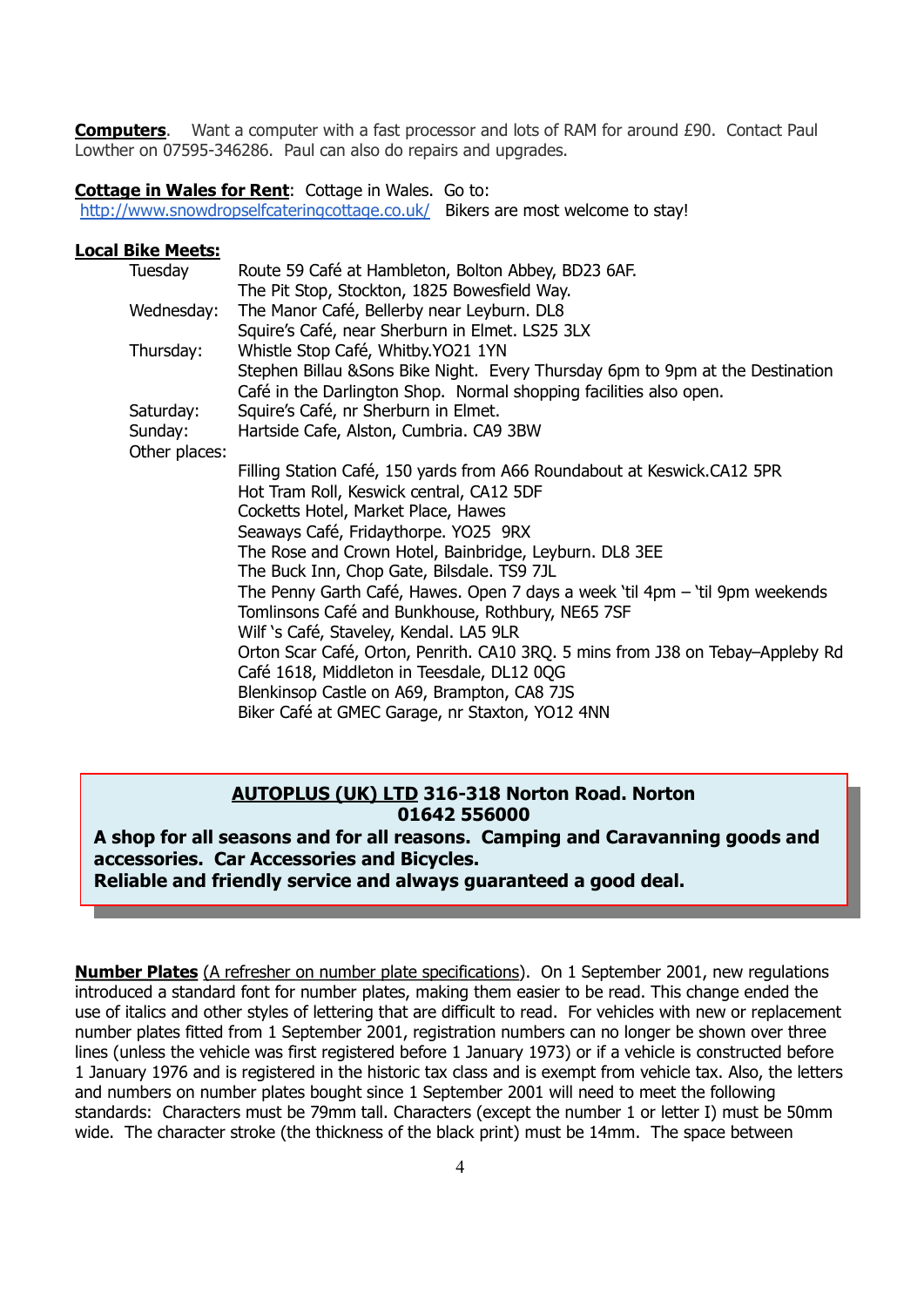**Computers**. Want a computer with a fast processor and lots of RAM for around £90. Contact Paul Lowther on 07595-346286. Paul can also do repairs and upgrades.

**Cottage in Wales for Rent**: Cottage in Wales. Go to: http://www.snowdropselfcateringcottage.co.uk/ Bikers are most welcome to stay!

**Local Bike Meets:**

| | |
|---|---|
| Tuesday | Route 59 Café at Hambleton, Bolton Abbey, BD23 6AF. |
| | The Pit Stop, Stockton, 1825 Bowesfield Way. |
| Wednesday: | The Manor Café, Bellerby near Leyburn. DL8 |
| | Squire's Café, near Sherburn in Elmet. LS25 3LX |
| Thursday: | Whistle Stop Café, Whitby.YO21 1YN |
| | Stephen Billau &Sons Bike Night. Every Thursday 6pm to 9pm at the Destination Café in the Darlington Shop. Normal shopping facilities also open. |
| Saturday: | Squire's Café, nr Sherburn in Elmet. |
| Sunday: | Hartside Cafe, Alston, Cumbria. CA9 3BW |
| Other places: | |
| | Filling Station Café, 150 yards from A66 Roundabout at Keswick.CA12 5PR |
| | Hot Tram Roll, Keswick central, CA12 5DF |
| | Cocketts Hotel, Market Place, Hawes |
| | Seaways Café, Fridaythorpe. YO25 9RX |
| | The Rose and Crown Hotel, Bainbridge, Leyburn. DL8 3EE |
| | The Buck Inn, Chop Gate, Bilsdale. TS9 7JL |
| | The Penny Garth Café, Hawes. Open 7 days a week 'til 4pm – 'til 9pm weekends |
| | Tomlinsons Café and Bunkhouse, Rothbury, NE65 7SF |
| | Wilf 's Café, Staveley, Kendal. LA5 9LR |
| | Orton Scar Café, Orton, Penrith. CA10 3RQ. 5 mins from J38 on Tebay–Appleby Rd |
| | Café 1618, Middleton in Teesdale, DL12 0QG |
| | Blenkinsop Castle on A69, Brampton, CA8 7JS |
| | Biker Café at GMEC Garage, nr Staxton, YO12 4NN |

**AUTOPLUS (UK) LTD 316-318 Norton Road. Norton**
**01642 556000**
**A shop for all seasons and for all reasons. Camping and Caravanning goods and accessories. Car Accessories and Bicycles.**
**Reliable and friendly service and always guaranteed a good deal.**

**Number Plates** (A refresher on number plate specifications). On 1 September 2001, new regulations introduced a standard font for number plates, making them easier to be read. This change ended the use of italics and other styles of lettering that are difficult to read. For vehicles with new or replacement number plates fitted from 1 September 2001, registration numbers can no longer be shown over three lines (unless the vehicle was first registered before 1 January 1973) or if a vehicle is constructed before 1 January 1976 and is registered in the historic tax class and is exempt from vehicle tax. Also, the letters and numbers on number plates bought since 1 September 2001 will need to meet the following standards: Characters must be 79mm tall. Characters (except the number 1 or letter I) must be 50mm wide. The character stroke (the thickness of the black print) must be 14mm. The space between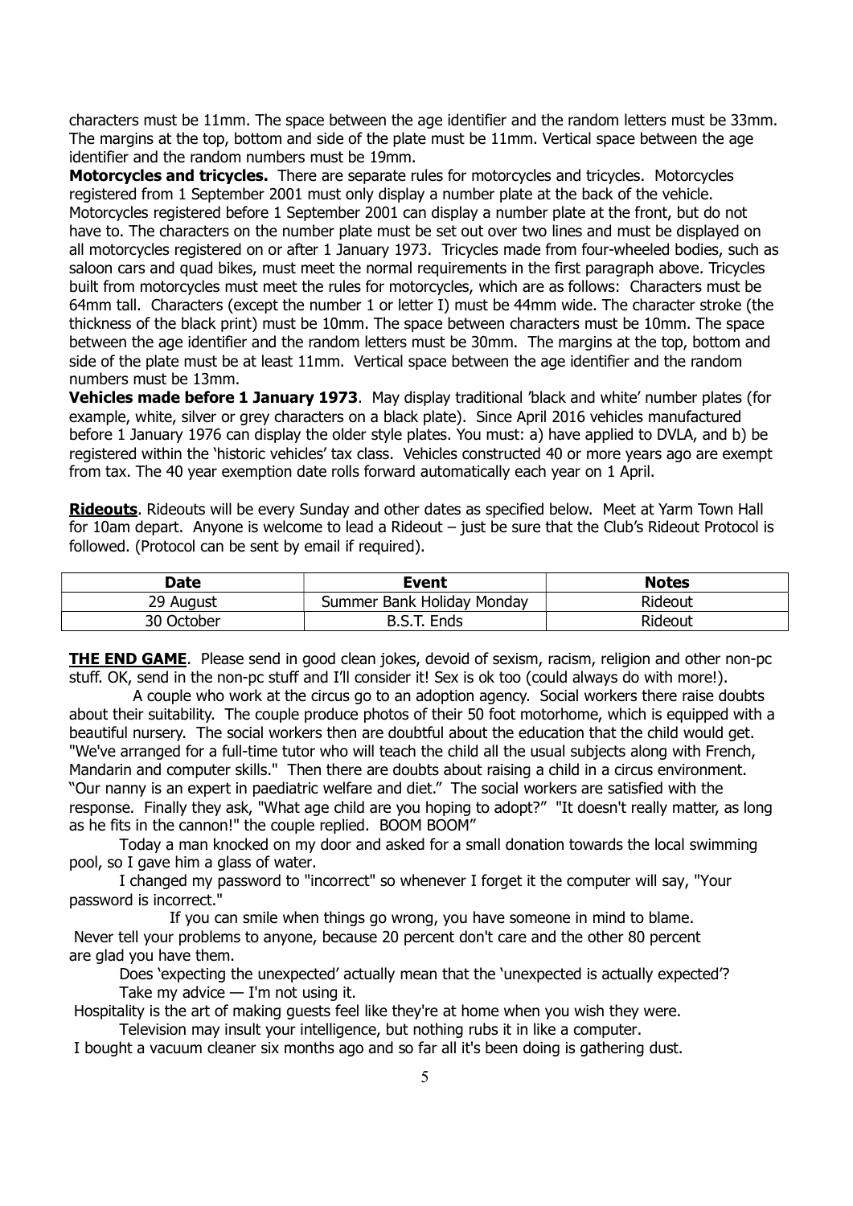characters must be 11mm. The space between the age identifier and the random letters must be 33mm. The margins at the top, bottom and side of the plate must be 11mm. Vertical space between the age identifier and the random numbers must be 19mm.

**Motorcycles and tricycles.** There are separate rules for motorcycles and tricycles. Motorcycles registered from 1 September 2001 must only display a number plate at the back of the vehicle. Motorcycles registered before 1 September 2001 can display a number plate at the front, but do not have to. The characters on the number plate must be set out over two lines and must be displayed on all motorcycles registered on or after 1 January 1973. Tricycles made from four-wheeled bodies, such as saloon cars and quad bikes, must meet the normal requirements in the first paragraph above. Tricycles built from motorcycles must meet the rules for motorcycles, which are as follows: Characters must be 64mm tall. Characters (except the number 1 or letter I) must be 44mm wide. The character stroke (the thickness of the black print) must be 10mm. The space between characters must be 10mm. The space between the age identifier and the random letters must be 30mm. The margins at the top, bottom and side of the plate must be at least 11mm. Vertical space between the age identifier and the random numbers must be 13mm.

**Vehicles made before 1 January 1973**. May display traditional 'black and white' number plates (for example, white, silver or grey characters on a black plate). Since April 2016 vehicles manufactured before 1 January 1976 can display the older style plates. You must: a) have applied to DVLA, and b) be registered within the 'historic vehicles' tax class. Vehicles constructed 40 or more years ago are exempt from tax. The 40 year exemption date rolls forward automatically each year on 1 April.

**Rideouts**. Rideouts will be every Sunday and other dates as specified below. Meet at Yarm Town Hall for 10am depart. Anyone is welcome to lead a Rideout – just be sure that the Club's Rideout Protocol is followed. (Protocol can be sent by email if required).

| Date | Event | Notes |
|---|---|---|
| 29 August | Summer Bank Holiday Monday | Rideout |
| 30 October | B.S.T. Ends | Rideout |

**THE END GAME**. Please send in good clean jokes, devoid of sexism, racism, religion and other non-pc stuff. OK, send in the non-pc stuff and I'll consider it! Sex is ok too (could always do with more!).

A couple who work at the circus go to an adoption agency. Social workers there raise doubts about their suitability. The couple produce photos of their 50 foot motorhome, which is equipped with a beautiful nursery. The social workers then are doubtful about the education that the child would get. "We've arranged for a full-time tutor who will teach the child all the usual subjects along with French, Mandarin and computer skills." Then there are doubts about raising a child in a circus environment. "Our nanny is an expert in paediatric welfare and diet." The social workers are satisfied with the response. Finally they ask, "What age child are you hoping to adopt?" "It doesn't really matter, as long as he fits in the cannon!" the couple replied. BOOM BOOM"

Today a man knocked on my door and asked for a small donation towards the local swimming pool, so I gave him a glass of water.

I changed my password to "incorrect" so whenever I forget it the computer will say, "Your password is incorrect."

If you can smile when things go wrong, you have someone in mind to blame.

Never tell your problems to anyone, because 20 percent don't care and the other 80 percent are glad you have them.

Does 'expecting the unexpected' actually mean that the 'unexpected is actually expected'?

Take my advice — I'm not using it.

Hospitality is the art of making guests feel like they're at home when you wish they were.

Television may insult your intelligence, but nothing rubs it in like a computer.

I bought a vacuum cleaner six months ago and so far all it's been doing is gathering dust.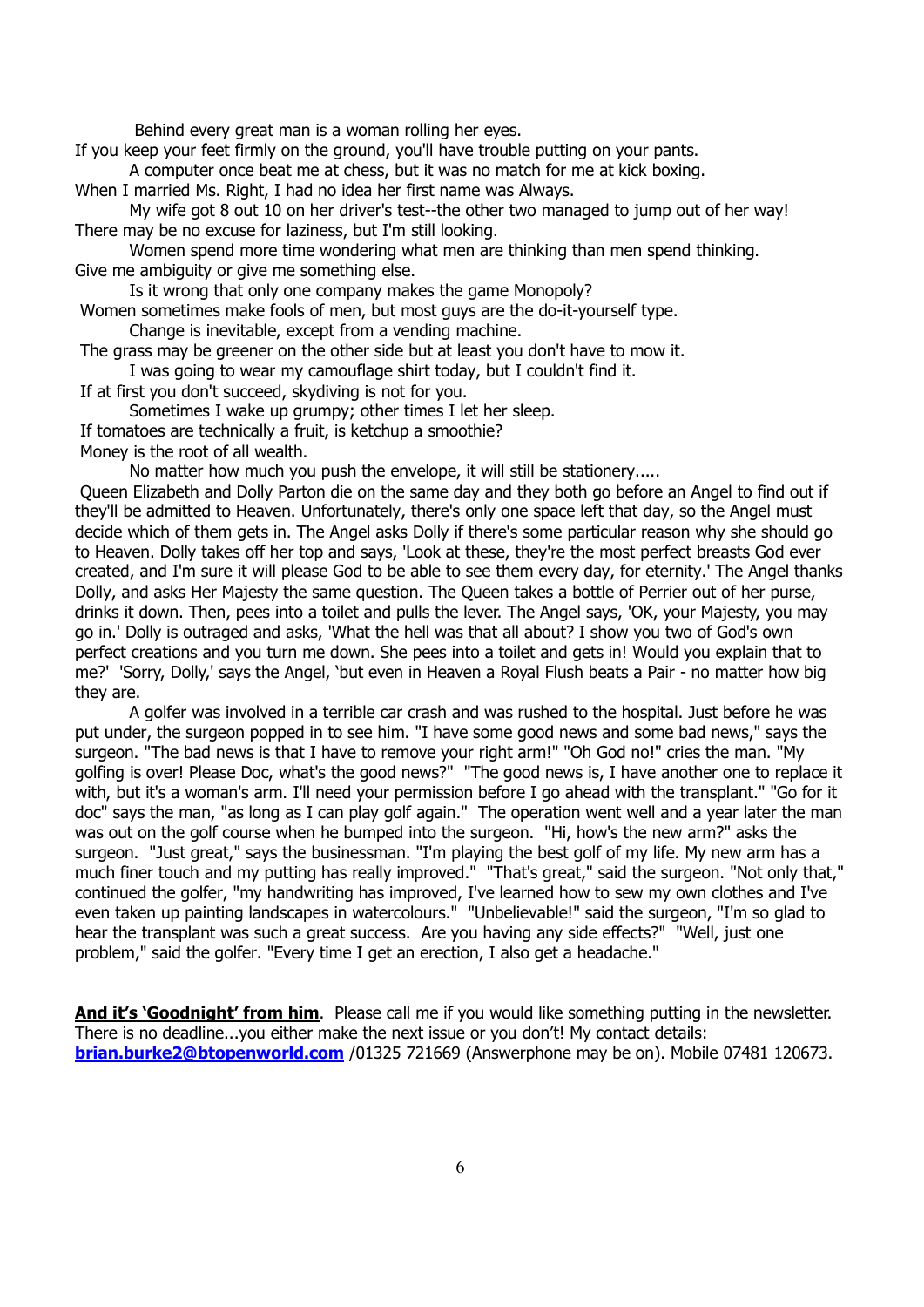Behind every great man is a woman rolling her eyes.

If you keep your feet firmly on the ground, you'll have trouble putting on your pants.

A computer once beat me at chess, but it was no match for me at kick boxing.

When I married Ms. Right, I had no idea her first name was Always.

My wife got 8 out 10 on her driver's test--the other two managed to jump out of her way!

There may be no excuse for laziness, but I'm still looking.

Women spend more time wondering what men are thinking than men spend thinking.

Give me ambiguity or give me something else.

Is it wrong that only one company makes the game Monopoly?

Women sometimes make fools of men, but most guys are the do-it-yourself type.

Change is inevitable, except from a vending machine.

The grass may be greener on the other side but at least you don't have to mow it.

I was going to wear my camouflage shirt today, but I couldn't find it.

If at first you don't succeed, skydiving is not for you.

Sometimes I wake up grumpy; other times I let her sleep.

If tomatoes are technically a fruit, is ketchup a smoothie?

Money is the root of all wealth.

No matter how much you push the envelope, it will still be stationery.....

Queen Elizabeth and Dolly Parton die on the same day and they both go before an Angel to find out if they'll be admitted to Heaven. Unfortunately, there's only one space left that day, so the Angel must decide which of them gets in. The Angel asks Dolly if there's some particular reason why she should go to Heaven. Dolly takes off her top and says, 'Look at these, they're the most perfect breasts God ever created, and I'm sure it will please God to be able to see them every day, for eternity.' The Angel thanks Dolly, and asks Her Majesty the same question. The Queen takes a bottle of Perrier out of her purse, drinks it down. Then, pees into a toilet and pulls the lever. The Angel says, 'OK, your Majesty, you may go in.' Dolly is outraged and asks, 'What the hell was that all about? I show you two of God's own perfect creations and you turn me down. She pees into a toilet and gets in! Would you explain that to me?' 'Sorry, Dolly,' says the Angel, 'but even in Heaven a Royal Flush beats a Pair - no matter how big they are.

A golfer was involved in a terrible car crash and was rushed to the hospital. Just before he was put under, the surgeon popped in to see him. "I have some good news and some bad news," says the surgeon. "The bad news is that I have to remove your right arm!" "Oh God no!" cries the man. "My golfing is over! Please Doc, what's the good news?" "The good news is, I have another one to replace it with, but it's a woman's arm. I'll need your permission before I go ahead with the transplant." "Go for it doc" says the man, "as long as I can play golf again." The operation went well and a year later the man was out on the golf course when he bumped into the surgeon. "Hi, how's the new arm?" asks the surgeon. "Just great," says the businessman. "I'm playing the best golf of my life. My new arm has a much finer touch and my putting has really improved." "That's great," said the surgeon. "Not only that," continued the golfer, "my handwriting has improved, I've learned how to sew my own clothes and I've even taken up painting landscapes in watercolours." "Unbelievable!" said the surgeon, "I'm so glad to hear the transplant was such a great success. Are you having any side effects?" "Well, just one problem," said the golfer. "Every time I get an erection, I also get a headache."

**And it's 'Goodnight' from him**. Please call me if you would like something putting in the newsletter. There is no deadline...you either make the next issue or you don't! My contact details: **brian.burke2@btopenworld.com** /01325 721669 (Answerphone may be on). Mobile 07481 120673.